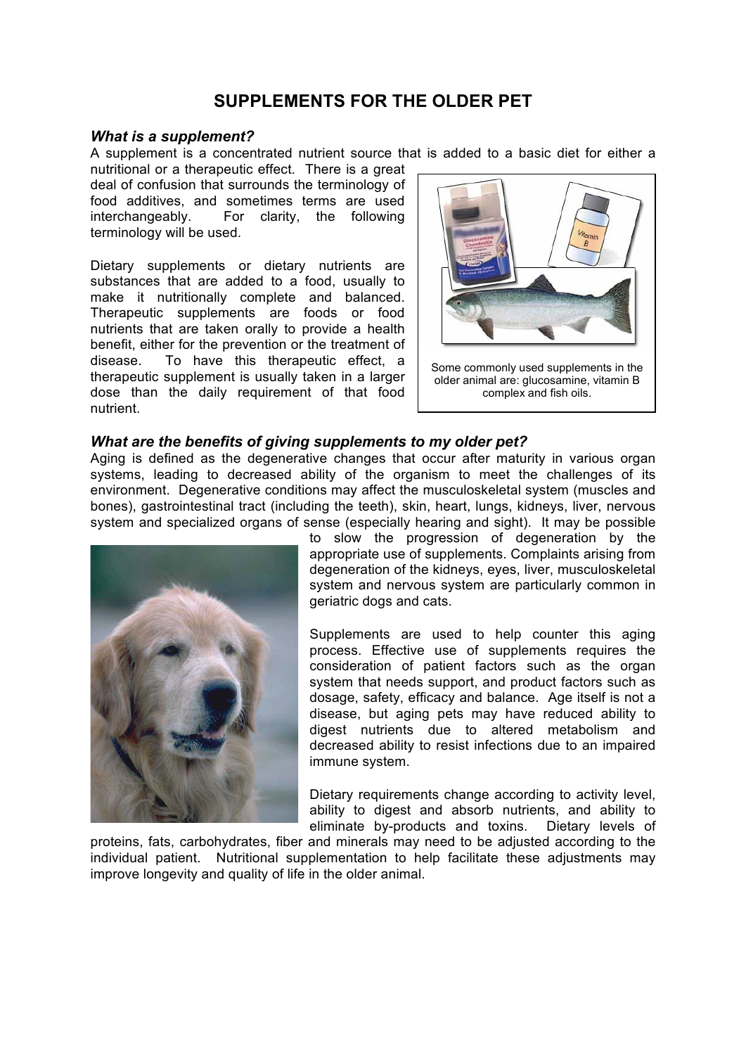# SUPPLEMENTS FOR THE OLDER PET

### *What is a supplement?*

A supplement is a concentrated nutrient source that is added to a basic diet for either a nutritional or a therapeutic effect. There is a great deal of confusion that surrounds the terminology of food additives, and sometimes terms are used interchangeably. For clarity, the following terminology will be used.

Dietary supplements or dietary nutrients are substances that are added to a food, usually to make it nutritionally complete and balanced. Therapeutic supplements are foods or food nutrients that are taken orally to provide a health benefit, either for the prevention or the treatment of disease. To have this therapeutic effect, a therapeutic supplement is usually taken in a larger dose than the daily requirement of that food nutrient.

Some commonly used supplements in the older animal are: glucosamine, vitamin B complex and fish oils.

### *What are the benefits of giving supplements to my older pet?*

Aging is defined as the degenerative changes that occur after maturity in various organ systems, leading to decreased ability of the organism to meet the challenges of its environment. Degenerative conditions may affect the musculoskeletal system (muscles and bones), gastrointestinal tract (including the teeth), skin, heart, lungs, kidneys, liver, nervous system and specialized organs of sense (especially hearing and sight). It may be possible to slow the progression of degeneration by the appropriate use of supplements. Complaints arising from degeneration of the kidneys, eyes, liver, musculoskeletal system and nervous system are particularly common in geriatric dogs and cats.

Supplements are used to help counter this aging process. Effective use of supplements requires the consideration of patient factors such as the organ system that needs support, and product factors such as dosage, safety, efficacy and balance. Age itself is not a disease, but aging pets may have reduced ability to digest nutrients due to altered metabolism and decreased ability to resist infections due to an impaired immune system.

Dietary requirements change according to activity level, ability to digest and absorb nutrients, and ability to eliminate by-products and toxins. Dietary levels of proteins, fats, carbohydrates, fiber and minerals may need to be adjusted according to the individual patient. Nutritional supplementation to help facilitate these adjustments may improve longevity and quality of life in the older animal.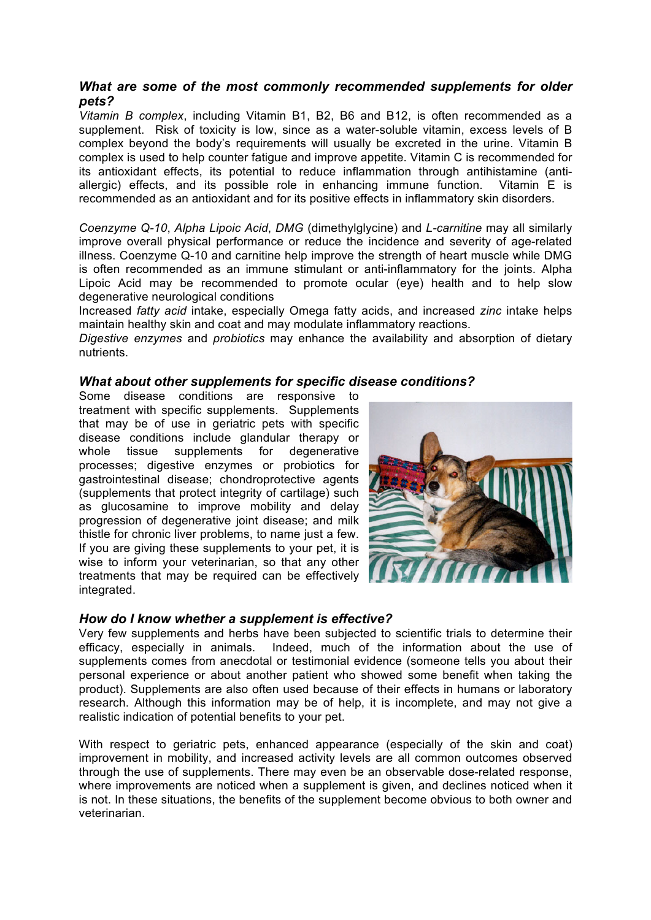### *What are some of the most commonly recommended supplements for older pets?*

*Vitamin B complex*, including Vitamin B1, B2, B6 and B12, is often recommended as a supplement. Risk of toxicity is low, since as a water-soluble vitamin, excess levels of B complex beyond the body's requirements will usually be excreted in the urine. Vitamin B complex is used to help counter fatigue and improve appetite. Vitamin C is recommended for its antioxidant effects, its potential to reduce inflammation through antihistamine (anti-allergic) effects, and its possible role in enhancing immune function. Vitamin E is recommended as an antioxidant and for its positive effects in inflammatory skin disorders.

*Coenzyme Q-10*, *Alpha Lipoic Acid*, *DMG* (dimethylglycine) and *L-carnitine* may all similarly improve overall physical performance or reduce the incidence and severity of age-related illness. Coenzyme Q-10 and carnitine help improve the strength of heart muscle while DMG is often recommended as an immune stimulant or anti-inflammatory for the joints. Alpha Lipoic Acid may be recommended to promote ocular (eye) health and to help slow degenerative neurological conditions

Increased *fatty acid* intake, especially Omega fatty acids, and increased *zinc* intake helps maintain healthy skin and coat and may modulate inflammatory reactions.

*Digestive enzymes* and *probiotics* may enhance the availability and absorption of dietary nutrients.

### *What about other supplements for specific disease conditions?*

Some disease conditions are responsive to treatment with specific supplements. Supplements that may be of use in geriatric pets with specific disease conditions include glandular therapy or whole tissue supplements for degenerative processes; digestive enzymes or probiotics for gastrointestinal disease; chondroprotective agents (supplements that protect integrity of cartilage) such as glucosamine to improve mobility and delay progression of degenerative joint disease; and milk thistle for chronic liver problems, to name just a few. If you are giving these supplements to your pet, it is wise to inform your veterinarian, so that any other treatments that may be required can be effectively integrated.

### *How do I know whether a supplement is effective?*

Very few supplements and herbs have been subjected to scientific trials to determine their efficacy, especially in animals. Indeed, much of the information about the use of supplements comes from anecdotal or testimonial evidence (someone tells you about their personal experience or about another patient who showed some benefit when taking the product). Supplements are also often used because of their effects in humans or laboratory research. Although this information may be of help, it is incomplete, and may not give a realistic indication of potential benefits to your pet.

With respect to geriatric pets, enhanced appearance (especially of the skin and coat) improvement in mobility, and increased activity levels are all common outcomes observed through the use of supplements. There may even be an observable dose-related response, where improvements are noticed when a supplement is given, and declines noticed when it is not. In these situations, the benefits of the supplement become obvious to both owner and veterinarian.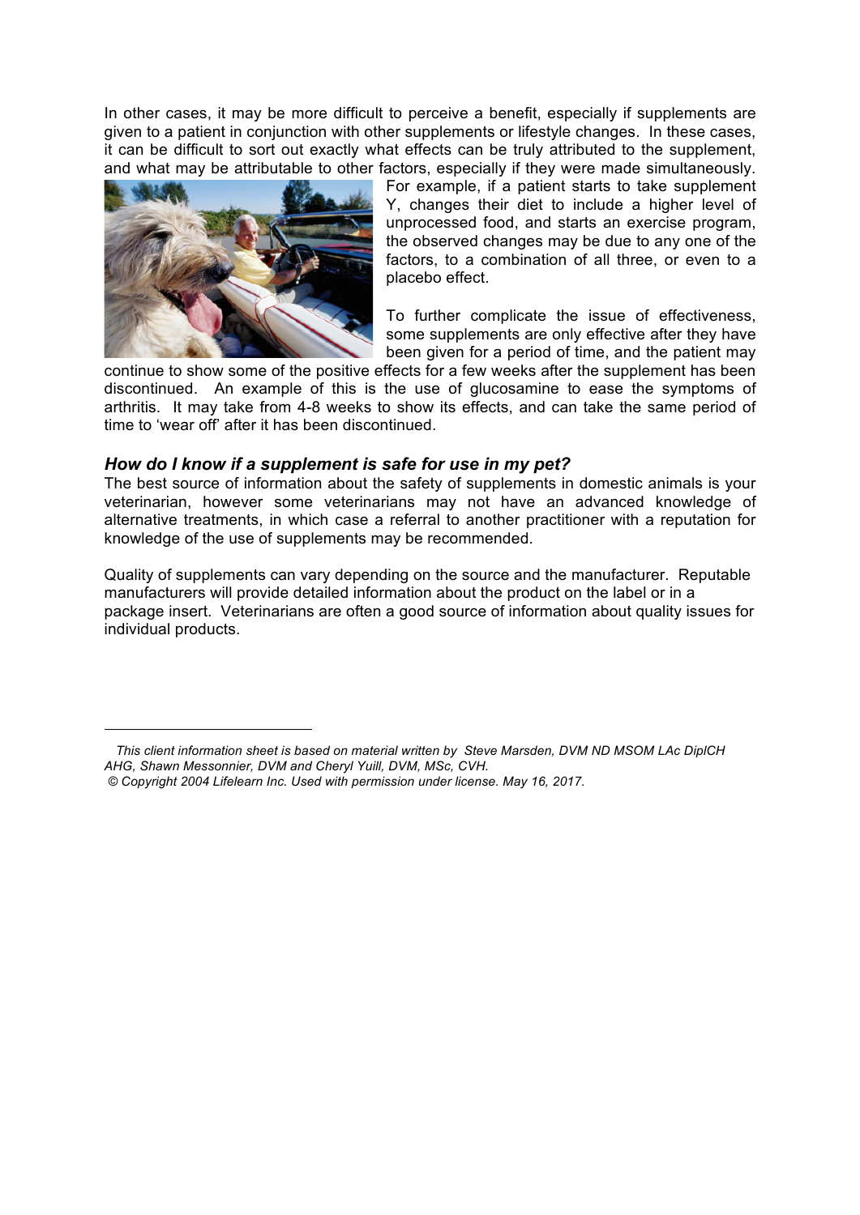In other cases, it may be more difficult to perceive a benefit, especially if supplements are given to a patient in conjunction with other supplements or lifestyle changes. In these cases, it can be difficult to sort out exactly what effects can be truly attributed to the supplement, and what may be attributable to other factors, especially if they were made simultaneously. For example, if a patient starts to take supplement Y, changes their diet to include a higher level of unprocessed food, and starts an exercise program, the observed changes may be due to any one of the factors, to a combination of all three, or even to a placebo effect.

To further complicate the issue of effectiveness, some supplements are only effective after they have been given for a period of time, and the patient may continue to show some of the positive effects for a few weeks after the supplement has been discontinued. An example of this is the use of glucosamine to ease the symptoms of arthritis. It may take from 4-8 weeks to show its effects, and can take the same period of time to 'wear off' after it has been discontinued.

### *How do I know if a supplement is safe for use in my pet?*

The best source of information about the safety of supplements in domestic animals is your veterinarian, however some veterinarians may not have an advanced knowledge of alternative treatments, in which case a referral to another practitioner with a reputation for knowledge of the use of supplements may be recommended.

Quality of supplements can vary depending on the source and the manufacturer. Reputable manufacturers will provide detailed information about the product on the label or in a package insert. Veterinarians are often a good source of information about quality issues for individual products.

---

*This client information sheet is based on material written by Steve Marsden, DVM ND MSOM LAc DiplCH AHG, Shawn Messonnier, DVM and Cheryl Yuill, DVM, MSc, CVH.*

*© Copyright 2004 Lifelearn Inc. Used with permission under license. May 16, 2017.*